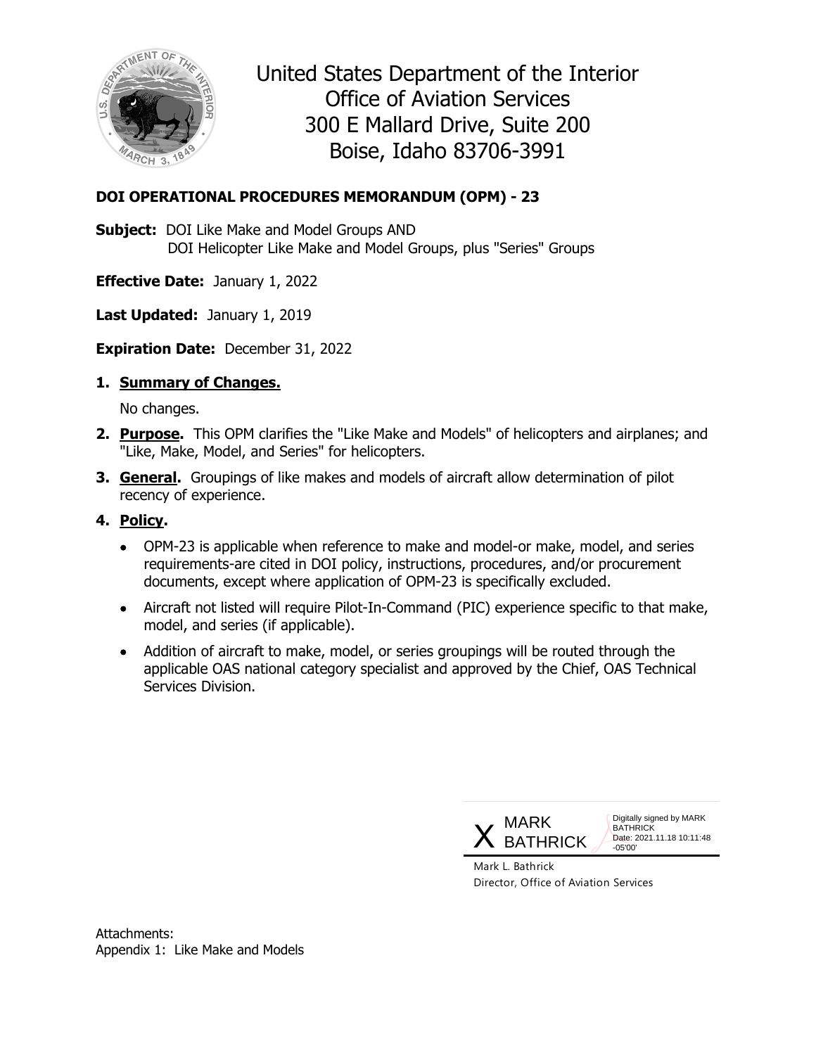# United States Department of the Interior
## Office of Aviation Services
300 E Mallard Drive, Suite 200
Boise, Idaho 83706-3991

**DOI OPERATIONAL PROCEDURES MEMORANDUM (OPM) - 23**

**Subject:** DOI Like Make and Model Groups AND
DOI Helicopter Like Make and Model Groups, plus "Series" Groups

**Effective Date:** January 1, 2022

**Last Updated:** January 1, 2019

**Expiration Date:** December 31, 2022

1. **Summary of Changes.**

   No changes.

2. **Purpose.** This OPM clarifies the "Like Make and Models" of helicopters and airplanes; and "Like, Make, Model, and Series" for helicopters.

3. **General.** Groupings of like makes and models of aircraft allow determination of pilot recency of experience.

4. **Policy.**

   - OPM-23 is applicable when reference to make and model-or make, model, and series requirements-are cited in DOI policy, instructions, procedures, and/or procurement documents, except where application of OPM-23 is specifically excluded.
   - Aircraft not listed will require Pilot-In-Command (PIC) experience specific to that make, model, and series (if applicable).
   - Addition of aircraft to make, model, or series groupings will be routed through the applicable OAS national category specialist and approved by the Chief, OAS Technical Services Division.

X MARK BATHRICK
Digitally signed by MARK BATHRICK
Date: 2021.11.18 10:11:48 -05'00'

Mark L. Bathrick
Director, Office of Aviation Services

Attachments:
Appendix 1: Like Make and Models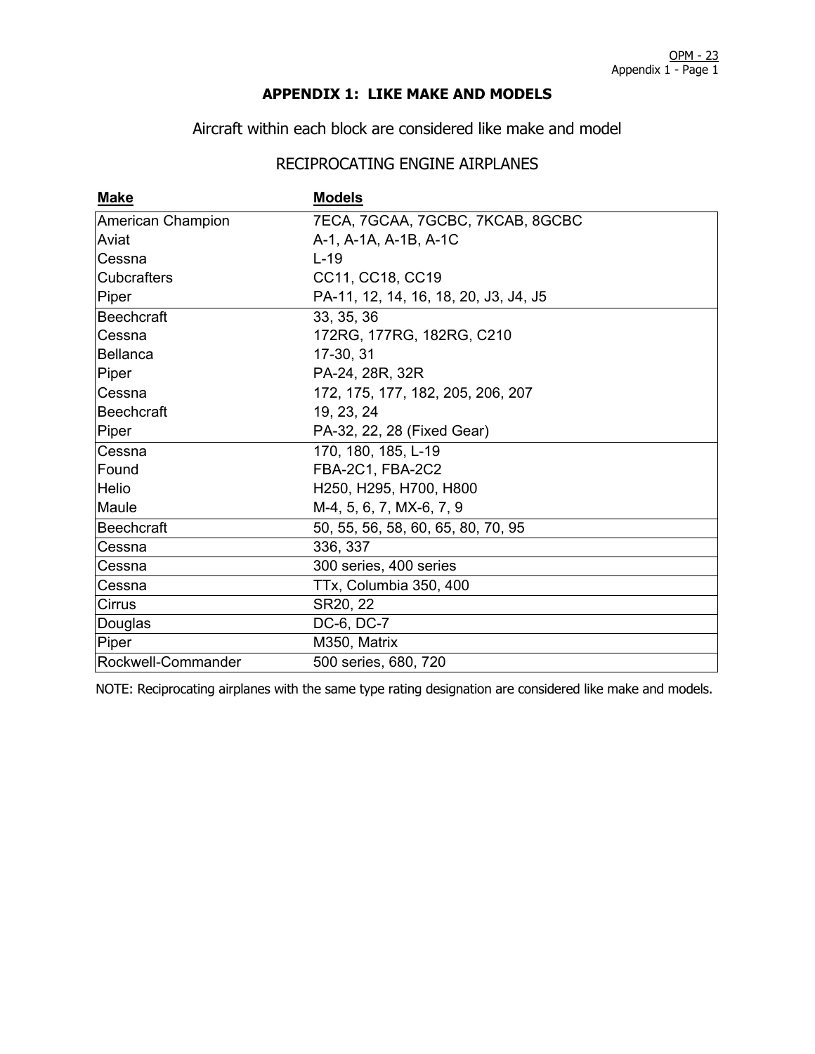## APPENDIX 1: LIKE MAKE AND MODELS

Aircraft within each block are considered like make and model

### RECIPROCATING ENGINE AIRPLANES

| Make | Models |
|---|---|
| American Champion | 7ECA, 7GCAA, 7GCBC, 7KCAB, 8GCBC |
| Aviat | A-1, A-1A, A-1B, A-1C |
| Cessna | L-19 |
| Cubcrafters | CC11, CC18, CC19 |
| Piper | PA-11, 12, 14, 16, 18, 20, J3, J4, J5 |
| Beechcraft | 33, 35, 36 |
| Cessna | 172RG, 177RG, 182RG, C210 |
| Bellanca | 17-30, 31 |
| Piper | PA-24, 28R, 32R |
| Cessna | 172, 175, 177, 182, 205, 206, 207 |
| Beechcraft | 19, 23, 24 |
| Piper | PA-32, 22, 28 (Fixed Gear) |
| Cessna | 170, 180, 185, L-19 |
| Found | FBA-2C1, FBA-2C2 |
| Helio | H250, H295, H700, H800 |
| Maule | M-4, 5, 6, 7, MX-6, 7, 9 |
| Beechcraft | 50, 55, 56, 58, 60, 65, 80, 70, 95 |
| Cessna | 336, 337 |
| Cessna | 300 series, 400 series |
| Cessna | TTx, Columbia 350, 400 |
| Cirrus | SR20, 22 |
| Douglas | DC-6, DC-7 |
| Piper | M350, Matrix |
| Rockwell-Commander | 500 series, 680, 720 |

NOTE: Reciprocating airplanes with the same type rating designation are considered like make and models.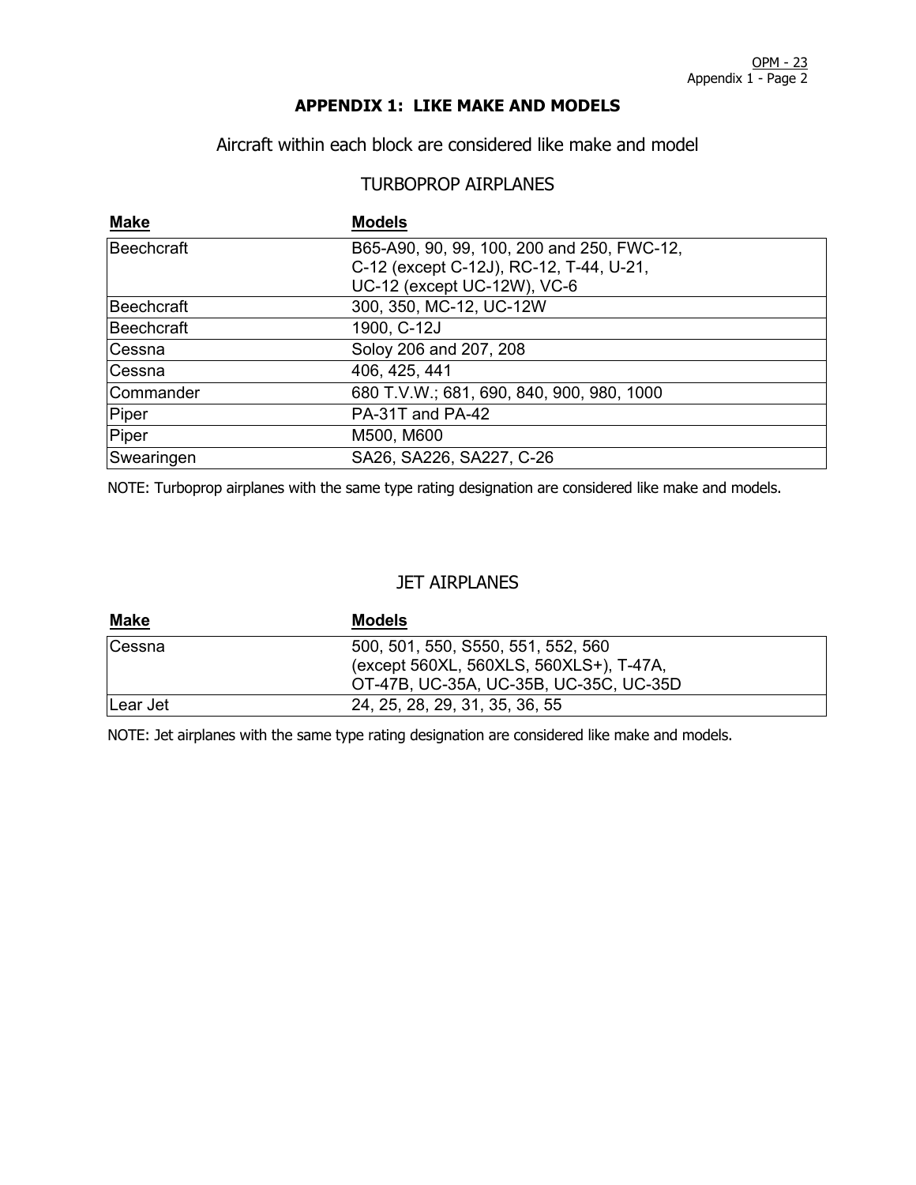## APPENDIX 1: LIKE MAKE AND MODELS

Aircraft within each block are considered like make and model

### TURBOPROP AIRPLANES

| Make | Models |
|---|---|
| Beechcraft | B65-A90, 90, 99, 100, 200 and 250, FWC-12, C-12 (except C-12J), RC-12, T-44, U-21, UC-12 (except UC-12W), VC-6 |
| Beechcraft | 300, 350, MC-12, UC-12W |
| Beechcraft | 1900, C-12J |
| Cessna | Soloy 206 and 207, 208 |
| Cessna | 406, 425, 441 |
| Commander | 680 T.V.W.; 681, 690, 840, 900, 980, 1000 |
| Piper | PA-31T and PA-42 |
| Piper | M500, M600 |
| Swearingen | SA26, SA226, SA227, C-26 |

NOTE: Turboprop airplanes with the same type rating designation are considered like make and models.

### JET AIRPLANES

| Make | Models |
|---|---|
| Cessna | 500, 501, 550, S550, 551, 552, 560 (except 560XL, 560XLS, 560XLS+), T-47A, OT-47B, UC-35A, UC-35B, UC-35C, UC-35D |
| Lear Jet | 24, 25, 28, 29, 31, 35, 36, 55 |

NOTE: Jet airplanes with the same type rating designation are considered like make and models.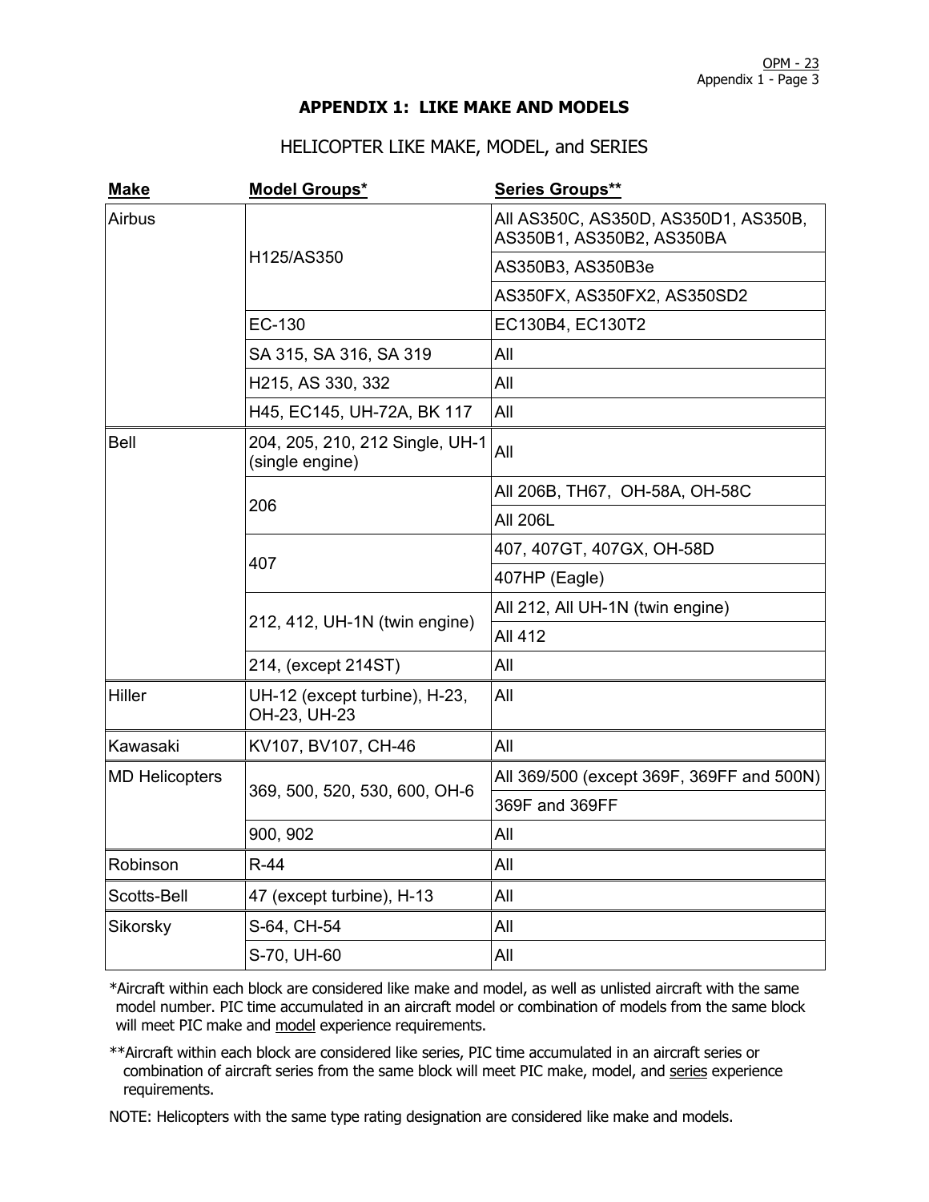## APPENDIX 1: LIKE MAKE AND MODELS

### HELICOPTER LIKE MAKE, MODEL, and SERIES

| **Make** | **Model Groups*** | **Series Groups**** |
|---|---|---|
| Airbus | H125/AS350 | All AS350C, AS350D, AS350D1, AS350B, AS350B1, AS350B2, AS350BA |
| | | AS350B3, AS350B3e |
| | | AS350FX, AS350FX2, AS350SD2 |
| | EC-130 | EC130B4, EC130T2 |
| | SA 315, SA 316, SA 319 | All |
| | H215, AS 330, 332 | All |
| | H45, EC145, UH-72A, BK 117 | All |
| Bell | 204, 205, 210, 212 Single, UH-1 (single engine) | All |
| | 206 | All 206B, TH67, OH-58A, OH-58C |
| | | All 206L |
| | 407 | 407, 407GT, 407GX, OH-58D |
| | | 407HP (Eagle) |
| | 212, 412, UH-1N (twin engine) | All 212, All UH-1N (twin engine) |
| | | All 412 |
| | 214, (except 214ST) | All |
| Hiller | UH-12 (except turbine), H-23, OH-23, UH-23 | All |
| Kawasaki | KV107, BV107, CH-46 | All |
| MD Helicopters | 369, 500, 520, 530, 600, OH-6 | All 369/500 (except 369F, 369FF and 500N) |
| | | 369F and 369FF |
| | 900, 902 | All |
| Robinson | R-44 | All |
| Scotts-Bell | 47 (except turbine), H-13 | All |
| Sikorsky | S-64, CH-54 | All |
| | S-70, UH-60 | All |

*Aircraft within each block are considered like make and model, as well as unlisted aircraft with the same model number. PIC time accumulated in an aircraft model or combination of models from the same block will meet PIC make and model experience requirements.

**Aircraft within each block are considered like series, PIC time accumulated in an aircraft series or combination of aircraft series from the same block will meet PIC make, model, and series experience requirements.

NOTE: Helicopters with the same type rating designation are considered like make and models.